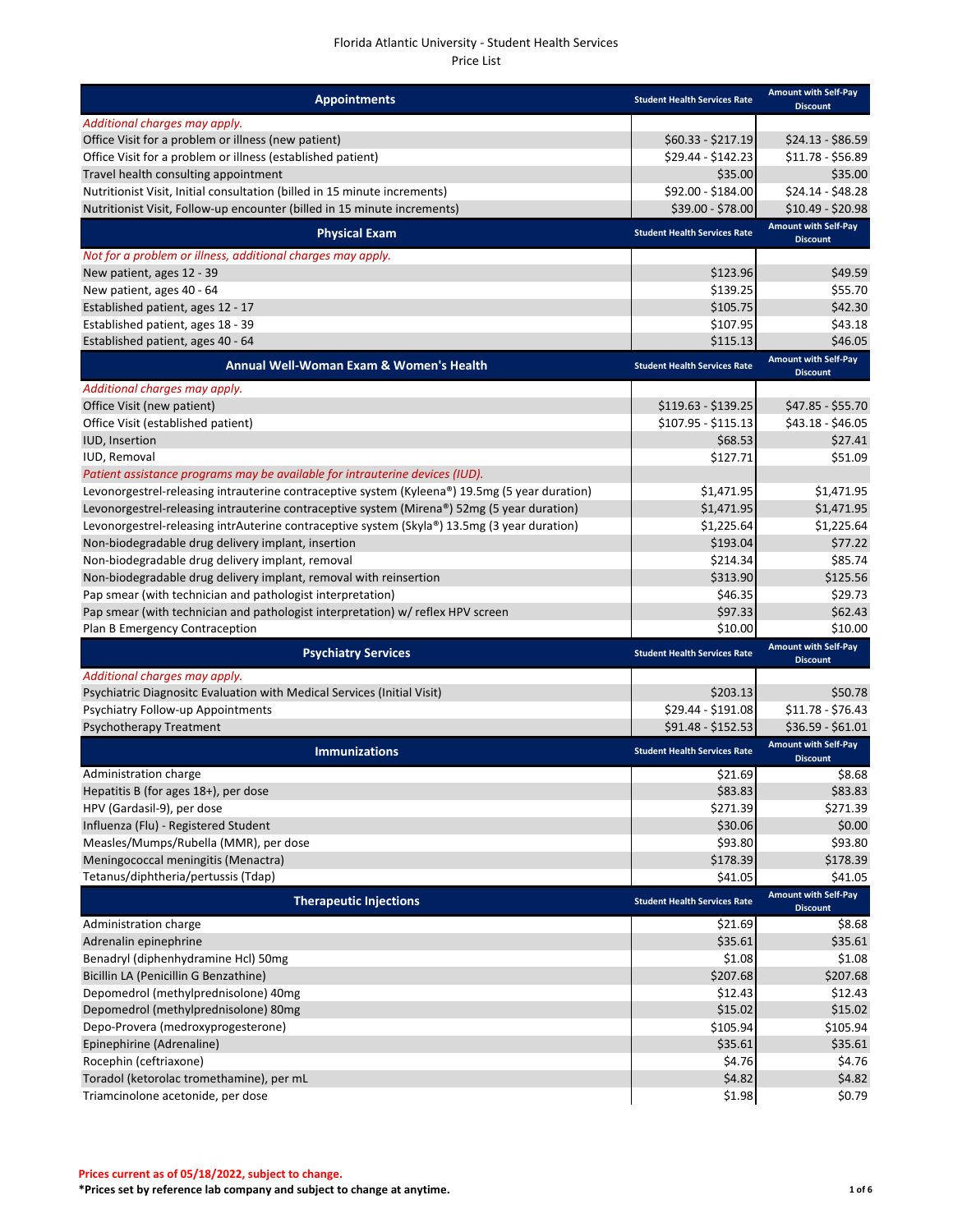Florida Atlantic University - Student Health Services
Price List

| Appointments | Student Health Services Rate | Amount with Self-Pay Discount |
|---|---|---|
| *Additional charges may apply.* | | |
| Office Visit for a problem or illness (new patient) | $60.33 - $217.19 | $24.13 - $86.59 |
| Office Visit for a problem or illness (established patient) | $29.44 - $142.23 | $11.78 - $56.89 |
| Travel health consulting appointment | $35.00 | $35.00 |
| Nutritionist Visit, Initial consultation (billed in 15 minute increments) | $92.00 - $184.00 | $24.14 - $48.28 |
| Nutritionist Visit, Follow-up encounter (billed in 15 minute increments) | $39.00 - $78.00 | $10.49 - $20.98 |

| Physical Exam | Student Health Services Rate | Amount with Self-Pay Discount |
|---|---|---|
| *Not for a problem or illness, additional charges may apply.* | | |
| New patient, ages 12 - 39 | $123.96 | $49.59 |
| New patient, ages 40 - 64 | $139.25 | $55.70 |
| Established patient, ages 12 - 17 | $105.75 | $42.30 |
| Established patient, ages 18 - 39 | $107.95 | $43.18 |
| Established patient, ages 40 - 64 | $115.13 | $46.05 |

| Annual Well-Woman Exam & Women's Health | Student Health Services Rate | Amount with Self-Pay Discount |
|---|---|---|
| *Additional charges may apply.* | | |
| Office Visit (new patient) | $119.63 - $139.25 | $47.85 - $55.70 |
| Office Visit (established patient) | $107.95 - $115.13 | $43.18 - $46.05 |
| IUD, Insertion | $68.53 | $27.41 |
| IUD, Removal | $127.71 | $51.09 |
| *Patient assistance programs may be available for intrauterine devices (IUD).* | | |
| Levonorgestrel-releasing intrauterine contraceptive system (Kyleena®) 19.5mg (5 year duration) | $1,471.95 | $1,471.95 |
| Levonorgestrel-releasing intrauterine contraceptive system (Mirena®) 52mg (5 year duration) | $1,471.95 | $1,471.95 |
| Levonorgestrel-releasing intrAuterine contraceptive system (Skyla®) 13.5mg (3 year duration) | $1,225.64 | $1,225.64 |
| Non-biodegradable drug delivery implant, insertion | $193.04 | $77.22 |
| Non-biodegradable drug delivery implant, removal | $214.34 | $85.74 |
| Non-biodegradable drug delivery implant, removal with reinsertion | $313.90 | $125.56 |
| Pap smear (with technician and pathologist interpretation) | $46.35 | $29.73 |
| Pap smear (with technician and pathologist interpretation) w/ reflex HPV screen | $97.33 | $62.43 |
| Plan B Emergency Contraception | $10.00 | $10.00 |

| Psychiatry Services | Student Health Services Rate | Amount with Self-Pay Discount |
|---|---|---|
| *Additional charges may apply.* | | |
| Psychiatric Diagnositc Evaluation with Medical Services (Initial Visit) | $203.13 | $50.78 |
| Psychiatry Follow-up Appointments | $29.44 - $191.08 | $11.78 - $76.43 |
| Psychotherapy Treatment | $91.48 - $152.53 | $36.59 - $61.01 |

| Immunizations | Student Health Services Rate | Amount with Self-Pay Discount |
|---|---|---|
| Administration charge | $21.69 | $8.68 |
| Hepatitis B (for ages 18+), per dose | $83.83 | $83.83 |
| HPV (Gardasil-9), per dose | $271.39 | $271.39 |
| Influenza (Flu) - Registered Student | $30.06 | $0.00 |
| Measles/Mumps/Rubella (MMR), per dose | $93.80 | $93.80 |
| Meningococcal meningitis (Menactra) | $178.39 | $178.39 |
| Tetanus/diphtheria/pertussis (Tdap) | $41.05 | $41.05 |

| Therapeutic Injections | Student Health Services Rate | Amount with Self-Pay Discount |
|---|---|---|
| Administration charge | $21.69 | $8.68 |
| Adrenalin epinephrine | $35.61 | $35.61 |
| Benadryl (diphenhydramine Hcl) 50mg | $1.08 | $1.08 |
| Bicillin LA (Penicillin G Benzathine) | $207.68 | $207.68 |
| Depomedrol (methylprednisolone) 40mg | $12.43 | $12.43 |
| Depomedrol (methylprednisolone) 80mg | $15.02 | $15.02 |
| Depo-Provera (medroxyprogesterone) | $105.94 | $105.94 |
| Epinephirine (Adrenaline) | $35.61 | $35.61 |
| Rocephin (ceftriaxone) | $4.76 | $4.76 |
| Toradol (ketorolac tromethamine), per mL | $4.82 | $4.82 |
| Triamcinolone acetonide, per dose | $1.98 | $0.79 |

**Prices current as of 05/18/2022, subject to change.**
***Prices set by reference lab company and subject to change at anytime.**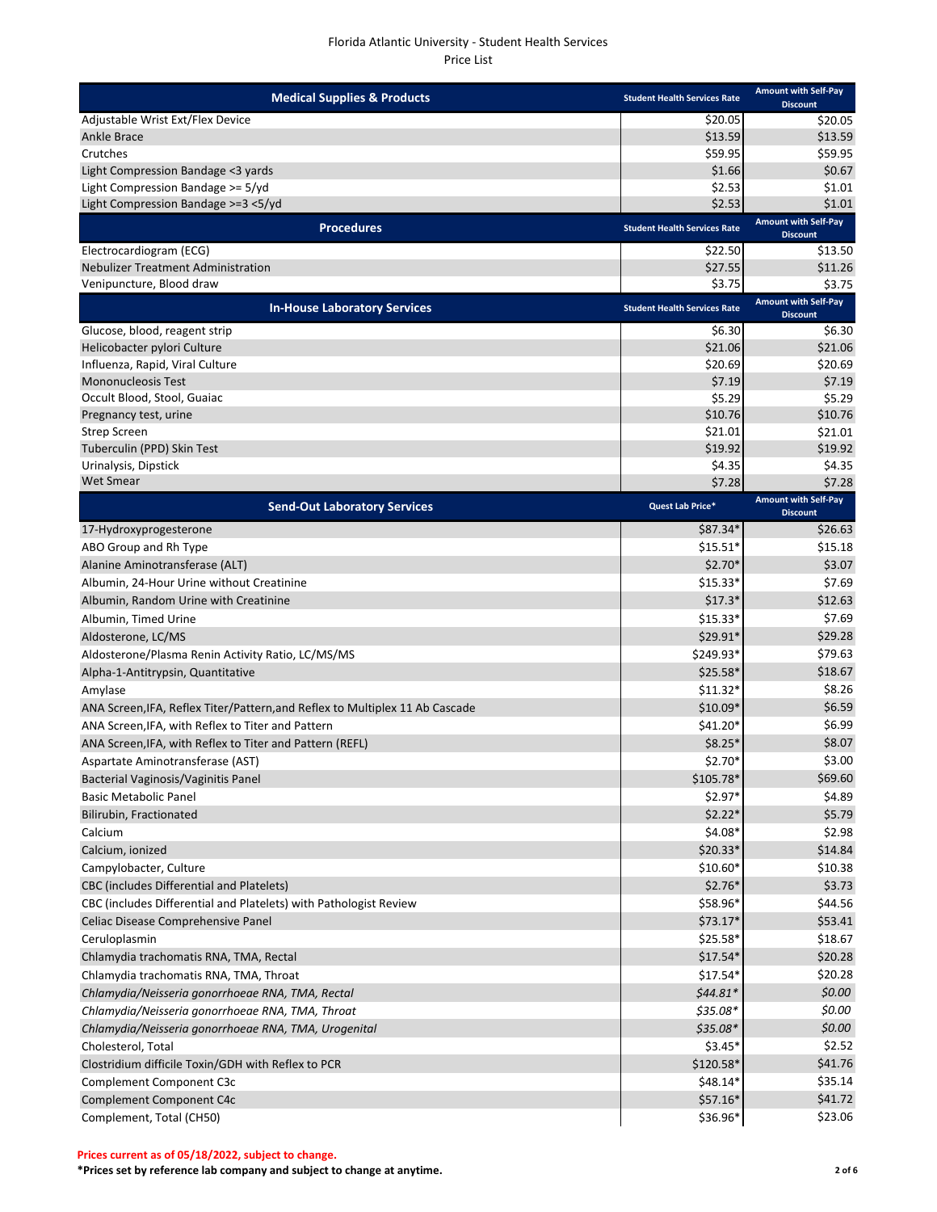Florida Atlantic University - Student Health Services
Price List

| Medical Supplies & Products | Student Health Services Rate | Amount with Self-Pay Discount |
|---|---|---|
| Adjustable Wrist Ext/Flex Device | $20.05 | $20.05 |
| Ankle Brace | $13.59 | $13.59 |
| Crutches | $59.95 | $59.95 |
| Light Compression Bandage <3 yards | $1.66 | $0.67 |
| Light Compression Bandage >= 5/yd | $2.53 | $1.01 |
| Light Compression Bandage >=3 <5/yd | $2.53 | $1.01 |

| Procedures | Student Health Services Rate | Amount with Self-Pay Discount |
|---|---|---|
| Electrocardiogram (ECG) | $22.50 | $13.50 |
| Nebulizer Treatment Administration | $27.55 | $11.26 |
| Venipuncture, Blood draw | $3.75 | $3.75 |

| In-House Laboratory Services | Student Health Services Rate | Amount with Self-Pay Discount |
|---|---|---|
| Glucose, blood, reagent strip | $6.30 | $6.30 |
| Helicobacter pylori Culture | $21.06 | $21.06 |
| Influenza, Rapid, Viral Culture | $20.69 | $20.69 |
| Mononucleosis Test | $7.19 | $7.19 |
| Occult Blood, Stool, Guaiac | $5.29 | $5.29 |
| Pregnancy test, urine | $10.76 | $10.76 |
| Strep Screen | $21.01 | $21.01 |
| Tuberculin (PPD) Skin Test | $19.92 | $19.92 |
| Urinalysis, Dipstick | $4.35 | $4.35 |
| Wet Smear | $7.28 | $7.28 |

| Send-Out Laboratory Services | Quest Lab Price* | Amount with Self-Pay Discount |
|---|---|---|
| 17-Hydroxyprogesterone | $87.34* | $26.63 |
| ABO Group and Rh Type | $15.51* | $15.18 |
| Alanine Aminotransferase (ALT) | $2.70* | $3.07 |
| Albumin, 24-Hour Urine without Creatinine | $15.33* | $7.69 |
| Albumin, Random Urine with Creatinine | $17.3* | $12.63 |
| Albumin, Timed Urine | $15.33* | $7.69 |
| Aldosterone, LC/MS | $29.91* | $29.28 |
| Aldosterone/Plasma Renin Activity Ratio, LC/MS/MS | $249.93* | $79.63 |
| Alpha-1-Antitrypsin, Quantitative | $25.58* | $18.67 |
| Amylase | $11.32* | $8.26 |
| ANA Screen,IFA, Reflex Titer/Pattern,and Reflex to Multiplex 11 Ab Cascade | $10.09* | $6.59 |
| ANA Screen,IFA, with Reflex to Titer and Pattern | $41.20* | $6.99 |
| ANA Screen,IFA, with Reflex to Titer and Pattern (REFL) | $8.25* | $8.07 |
| Aspartate Aminotransferase (AST) | $2.70* | $3.00 |
| Bacterial Vaginosis/Vaginitis Panel | $105.78* | $69.60 |
| Basic Metabolic Panel | $2.97* | $4.89 |
| Bilirubin, Fractionated | $2.22* | $5.79 |
| Calcium | $4.08* | $2.98 |
| Calcium, ionized | $20.33* | $14.84 |
| Campylobacter, Culture | $10.60* | $10.38 |
| CBC (includes Differential and Platelets) | $2.76* | $3.73 |
| CBC (includes Differential and Platelets) with Pathologist Review | $58.96* | $44.56 |
| Celiac Disease Comprehensive Panel | $73.17* | $53.41 |
| Ceruloplasmin | $25.58* | $18.67 |
| Chlamydia trachomatis RNA, TMA, Rectal | $17.54* | $20.28 |
| Chlamydia trachomatis RNA, TMA, Throat | $17.54* | $20.28 |
| *Chlamydia/Neisseria gonorrhoeae RNA, TMA, Rectal* | *$44.81** | *$0.00* |
| *Chlamydia/Neisseria gonorrhoeae RNA, TMA, Throat* | *$35.08** | *$0.00* |
| *Chlamydia/Neisseria gonorrhoeae RNA, TMA, Urogenital* | *$35.08** | *$0.00* |
| Cholesterol, Total | $3.45* | $2.52 |
| Clostridium difficile Toxin/GDH with Reflex to PCR | $120.58* | $41.76 |
| Complement Component C3c | $48.14* | $35.14 |
| Complement Component C4c | $57.16* | $41.72 |
| Complement, Total (CH50) | $36.96* | $23.06 |

**Prices current as of 05/18/2022, subject to change.**

***Prices set by reference lab company and subject to change at anytime.**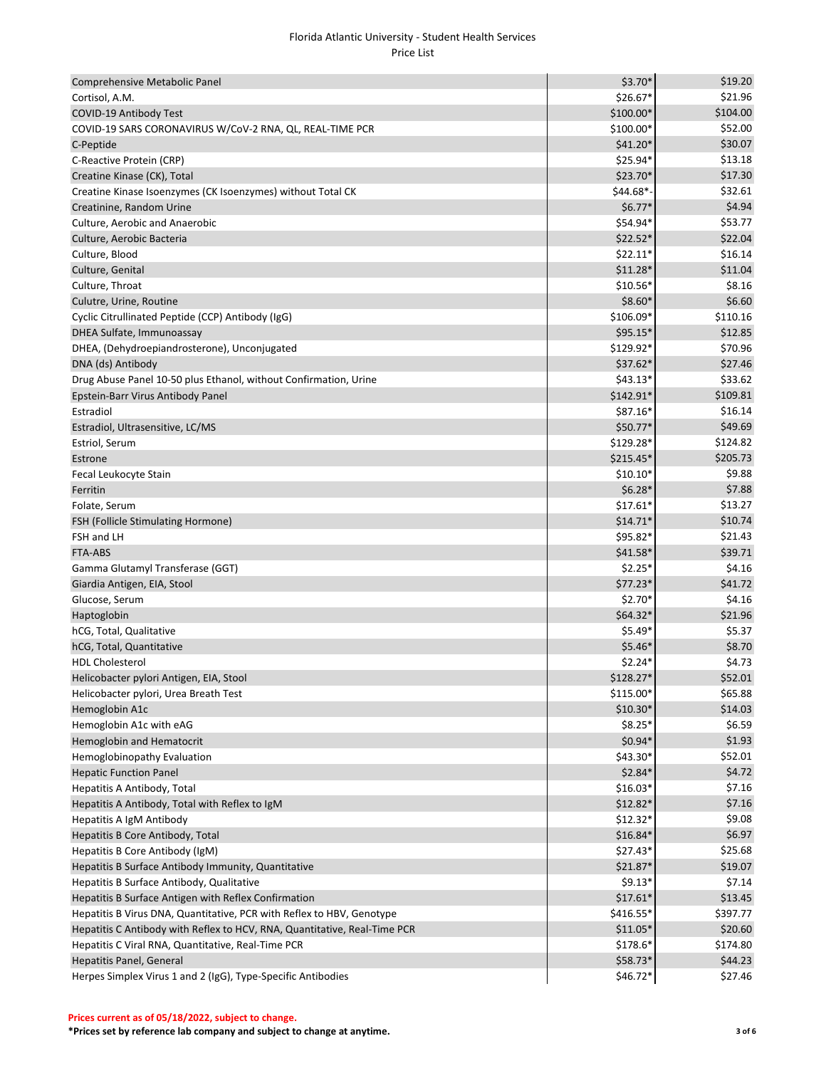Florida Atlantic University - Student Health Services
Price List

| | | |
|---|---|---|
| Comprehensive Metabolic Panel | $3.70* | $19.20 |
| Cortisol, A.M. | $26.67* | $21.96 |
| COVID-19 Antibody Test | $100.00* | $104.00 |
| COVID-19 SARS CORONAVIRUS W/CoV-2 RNA, QL, REAL-TIME PCR | $100.00* | $52.00 |
| C-Peptide | $41.20* | $30.07 |
| C-Reactive Protein (CRP) | $25.94* | $13.18 |
| Creatine Kinase (CK), Total | $23.70* | $17.30 |
| Creatine Kinase Isoenzymes (CK Isoenzymes) without Total CK | $44.68*- | $32.61 |
| Creatinine, Random Urine | $6.77* | $4.94 |
| Culture, Aerobic and Anaerobic | $54.94* | $53.77 |
| Culture, Aerobic Bacteria | $22.52* | $22.04 |
| Culture, Blood | $22.11* | $16.14 |
| Culture, Genital | $11.28* | $11.04 |
| Culture, Throat | $10.56* | $8.16 |
| Culutre, Urine, Routine | $8.60* | $6.60 |
| Cyclic Citrullinated Peptide (CCP) Antibody (IgG) | $106.09* | $110.16 |
| DHEA Sulfate, Immunoassay | $95.15* | $12.85 |
| DHEA, (Dehydroepiandrosterone), Unconjugated | $129.92* | $70.96 |
| DNA (ds) Antibody | $37.62* | $27.46 |
| Drug Abuse Panel 10-50 plus Ethanol, without Confirmation, Urine | $43.13* | $33.62 |
| Epstein-Barr Virus Antibody Panel | $142.91* | $109.81 |
| Estradiol | $87.16* | $16.14 |
| Estradiol, Ultrasensitive, LC/MS | $50.77* | $49.69 |
| Estriol, Serum | $129.28* | $124.82 |
| Estrone | $215.45* | $205.73 |
| Fecal Leukocyte Stain | $10.10* | $9.88 |
| Ferritin | $6.28* | $7.88 |
| Folate, Serum | $17.61* | $13.27 |
| FSH (Follicle Stimulating Hormone) | $14.71* | $10.74 |
| FSH and LH | $95.82* | $21.43 |
| FTA-ABS | $41.58* | $39.71 |
| Gamma Glutamyl Transferase (GGT) | $2.25* | $4.16 |
| Giardia Antigen, EIA, Stool | $77.23* | $41.72 |
| Glucose, Serum | $2.70* | $4.16 |
| Haptoglobin | $64.32* | $21.96 |
| hCG, Total, Qualitative | $5.49* | $5.37 |
| hCG, Total, Quantitative | $5.46* | $8.70 |
| HDL Cholesterol | $2.24* | $4.73 |
| Helicobacter pylori Antigen, EIA, Stool | $128.27* | $52.01 |
| Helicobacter pylori, Urea Breath Test | $115.00* | $65.88 |
| Hemoglobin A1c | $10.30* | $14.03 |
| Hemoglobin A1c with eAG | $8.25* | $6.59 |
| Hemoglobin and Hematocrit | $0.94* | $1.93 |
| Hemoglobinopathy Evaluation | $43.30* | $52.01 |
| Hepatic Function Panel | $2.84* | $4.72 |
| Hepatitis A Antibody, Total | $16.03* | $7.16 |
| Hepatitis A Antibody, Total with Reflex to IgM | $12.82* | $7.16 |
| Hepatitis A IgM Antibody | $12.32* | $9.08 |
| Hepatitis B Core Antibody, Total | $16.84* | $6.97 |
| Hepatitis B Core Antibody (IgM) | $27.43* | $25.68 |
| Hepatitis B Surface Antibody Immunity, Quantitative | $21.87* | $19.07 |
| Hepatitis B Surface Antibody, Qualitative | $9.13* | $7.14 |
| Hepatitis B Surface Antigen with Reflex Confirmation | $17.61* | $13.45 |
| Hepatitis B Virus DNA, Quantitative, PCR with Reflex to HBV, Genotype | $416.55* | $397.77 |
| Hepatitis C Antibody with Reflex to HCV, RNA, Quantitative, Real-Time PCR | $11.05* | $20.60 |
| Hepatitis C Viral RNA, Quantitative, Real-Time PCR | $178.6* | $174.80 |
| Hepatitis Panel, General | $58.73* | $44.23 |
| Herpes Simplex Virus 1 and 2 (IgG), Type-Specific Antibodies | $46.72* | $27.46 |

**Prices current as of 05/18/2022, subject to change.**

***Prices set by reference lab company and subject to change at anytime.**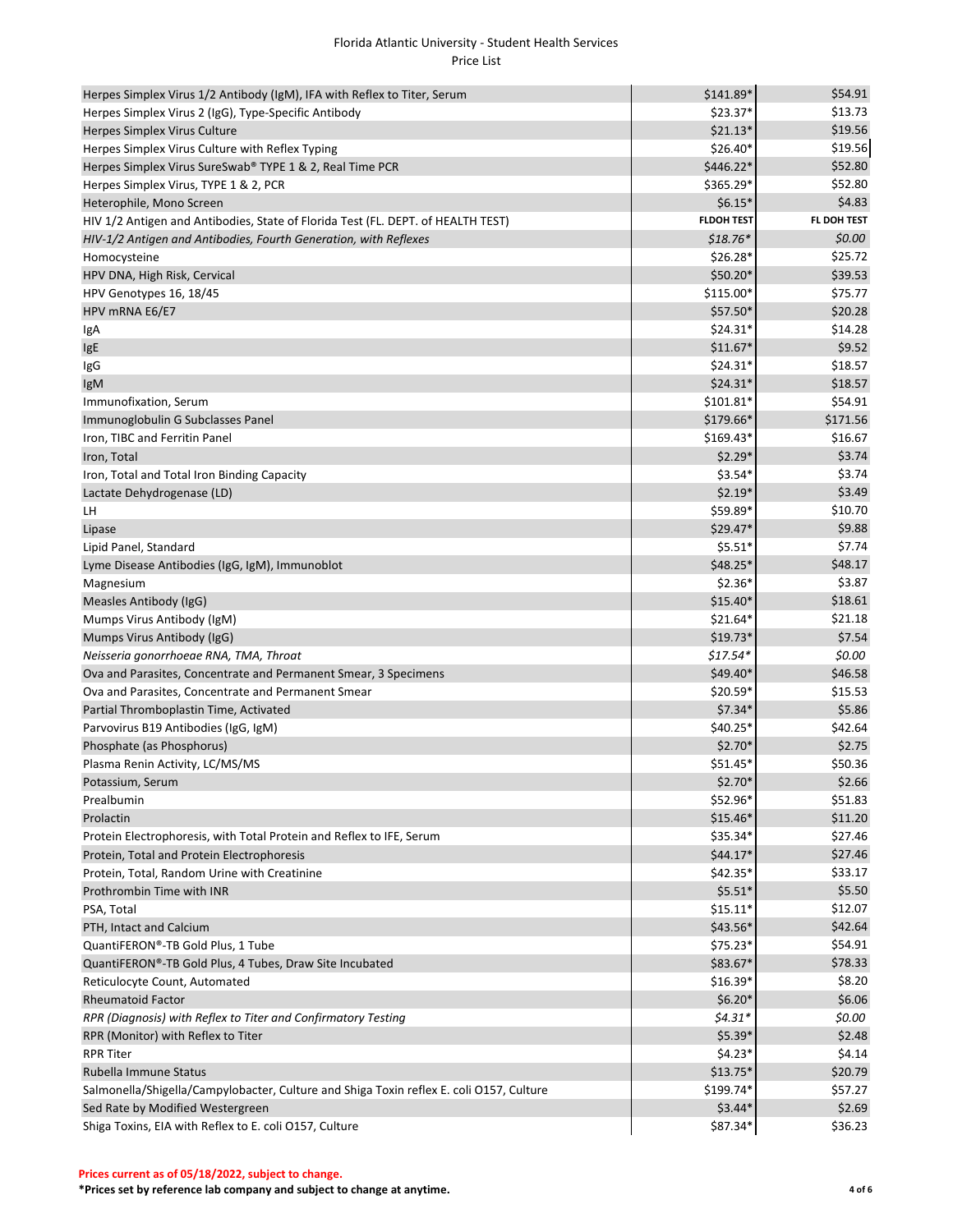Florida Atlantic University - Student Health Services
Price List

| | | |
|---|---|---|
| Herpes Simplex Virus 1/2 Antibody (IgM), IFA with Reflex to Titer, Serum | $141.89* | $54.91 |
| Herpes Simplex Virus 2 (IgG), Type-Specific Antibody | $23.37* | $13.73 |
| Herpes Simplex Virus Culture | $21.13* | $19.56 |
| Herpes Simplex Virus Culture with Reflex Typing | $26.40* | $19.56 |
| Herpes Simplex Virus SureSwab® TYPE 1 & 2, Real Time PCR | $446.22* | $52.80 |
| Herpes Simplex Virus, TYPE 1 & 2, PCR | $365.29* | $52.80 |
| Heterophile, Mono Screen | $6.15* | $4.83 |
| HIV 1/2 Antigen and Antibodies, State of Florida Test (FL. DEPT. of HEALTH TEST) | **FLDOH TEST** | **FL DOH TEST** |
| *HIV-1/2 Antigen and Antibodies, Fourth Generation, with Reflexes* | *$18.76** | *$0.00* |
| Homocysteine | $26.28* | $25.72 |
| HPV DNA, High Risk, Cervical | $50.20* | $39.53 |
| HPV Genotypes 16, 18/45 | $115.00* | $75.77 |
| HPV mRNA E6/E7 | $57.50* | $20.28 |
| IgA | $24.31* | $14.28 |
| IgE | $11.67* | $9.52 |
| IgG | $24.31* | $18.57 |
| IgM | $24.31* | $18.57 |
| Immunofixation, Serum | $101.81* | $54.91 |
| Immunoglobulin G Subclasses Panel | $179.66* | $171.56 |
| Iron, TIBC and Ferritin Panel | $169.43* | $16.67 |
| Iron, Total | $2.29* | $3.74 |
| Iron, Total and Total Iron Binding Capacity | $3.54* | $3.74 |
| Lactate Dehydrogenase (LD) | $2.19* | $3.49 |
| LH | $59.89* | $10.70 |
| Lipase | $29.47* | $9.88 |
| Lipid Panel, Standard | $5.51* | $7.74 |
| Lyme Disease Antibodies (IgG, IgM), Immunoblot | $48.25* | $48.17 |
| Magnesium | $2.36* | $3.87 |
| Measles Antibody (IgG) | $15.40* | $18.61 |
| Mumps Virus Antibody (IgM) | $21.64* | $21.18 |
| Mumps Virus Antibody (IgG) | $19.73* | $7.54 |
| *Neisseria gonorrhoeae RNA, TMA, Throat* | *$17.54** | *$0.00* |
| Ova and Parasites, Concentrate and Permanent Smear, 3 Specimens | $49.40* | $46.58 |
| Ova and Parasites, Concentrate and Permanent Smear | $20.59* | $15.53 |
| Partial Thromboplastin Time, Activated | $7.34* | $5.86 |
| Parvovirus B19 Antibodies (IgG, IgM) | $40.25* | $42.64 |
| Phosphate (as Phosphorus) | $2.70* | $2.75 |
| Plasma Renin Activity, LC/MS/MS | $51.45* | $50.36 |
| Potassium, Serum | $2.70* | $2.66 |
| Prealbumin | $52.96* | $51.83 |
| Prolactin | $15.46* | $11.20 |
| Protein Electrophoresis, with Total Protein and Reflex to IFE, Serum | $35.34* | $27.46 |
| Protein, Total and Protein Electrophoresis | $44.17* | $27.46 |
| Protein, Total, Random Urine with Creatinine | $42.35* | $33.17 |
| Prothrombin Time with INR | $5.51* | $5.50 |
| PSA, Total | $15.11* | $12.07 |
| PTH, Intact and Calcium | $43.56* | $42.64 |
| QuantiFERON®-TB Gold Plus, 1 Tube | $75.23* | $54.91 |
| QuantiFERON®-TB Gold Plus, 4 Tubes, Draw Site Incubated | $83.67* | $78.33 |
| Reticulocyte Count, Automated | $16.39* | $8.20 |
| Rheumatoid Factor | $6.20* | $6.06 |
| *RPR (Diagnosis) with Reflex to Titer and Confirmatory Testing* | *$4.31** | *$0.00* |
| RPR (Monitor) with Reflex to Titer | $5.39* | $2.48 |
| RPR Titer | $4.23* | $4.14 |
| Rubella Immune Status | $13.75* | $20.79 |
| Salmonella/Shigella/Campylobacter, Culture and Shiga Toxin reflex E. coli O157, Culture | $199.74* | $57.27 |
| Sed Rate by Modified Westergreen | $3.44* | $2.69 |
| Shiga Toxins, EIA with Reflex to E. coli O157, Culture | $87.34* | $36.23 |

**Prices current as of 05/18/2022, subject to change.**

***Prices set by reference lab company and subject to change at anytime.**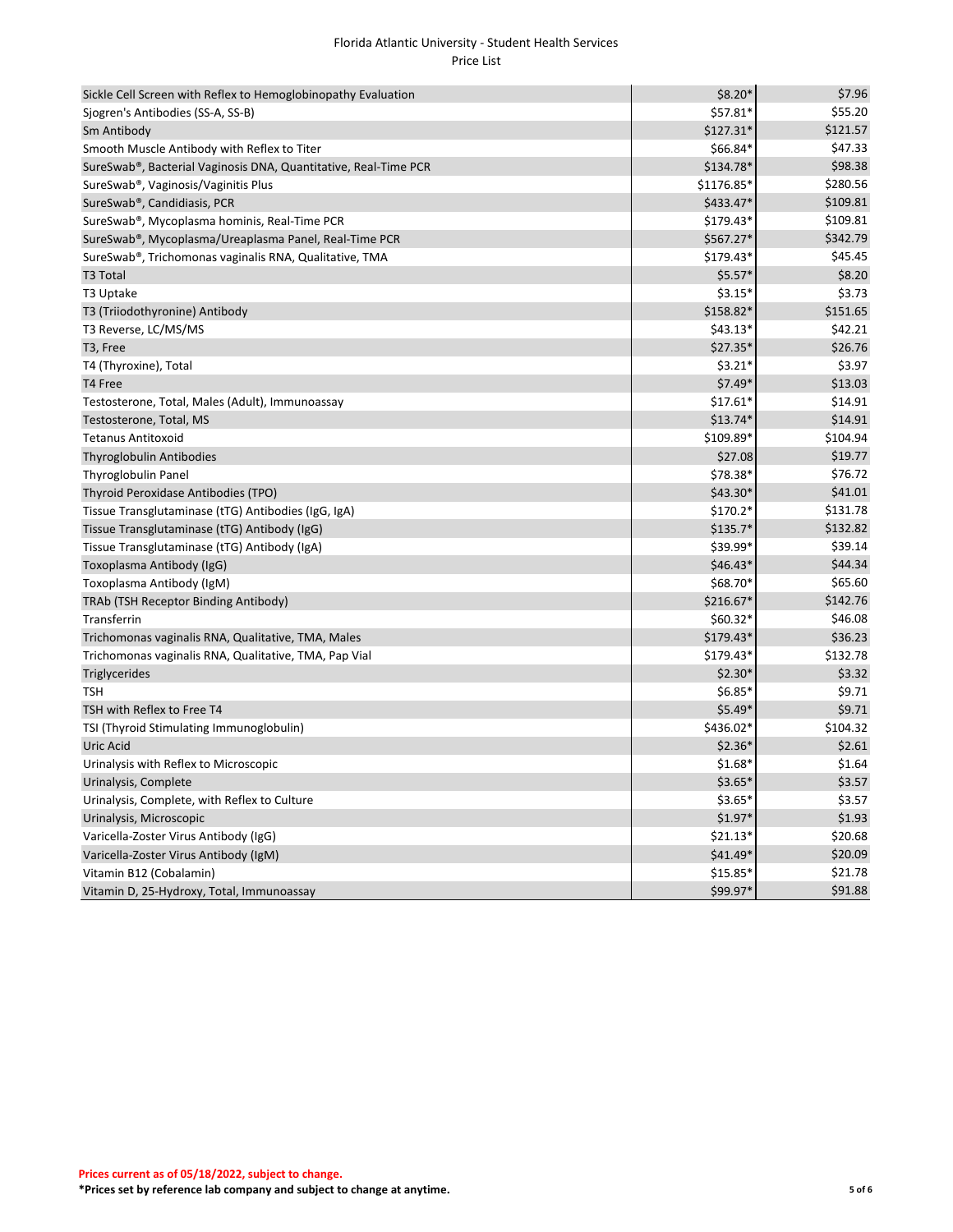| | | |
|---|---|---|
| Sickle Cell Screen with Reflex to Hemoglobinopathy Evaluation | $8.20* | $7.96 |
| Sjogren's Antibodies (SS-A, SS-B) | $57.81* | $55.20 |
| Sm Antibody | $127.31* | $121.57 |
| Smooth Muscle Antibody with Reflex to Titer | $66.84* | $47.33 |
| SureSwab®, Bacterial Vaginosis DNA, Quantitative, Real-Time PCR | $134.78* | $98.38 |
| SureSwab®, Vaginosis/Vaginitis Plus | $1176.85* | $280.56 |
| SureSwab®, Candidiasis, PCR | $433.47* | $109.81 |
| SureSwab®, Mycoplasma hominis, Real-Time PCR | $179.43* | $109.81 |
| SureSwab®, Mycoplasma/Ureaplasma Panel, Real-Time PCR | $567.27* | $342.79 |
| SureSwab®, Trichomonas vaginalis RNA, Qualitative, TMA | $179.43* | $45.45 |
| T3 Total | $5.57* | $8.20 |
| T3 Uptake | $3.15* | $3.73 |
| T3 (Triiodothyronine) Antibody | $158.82* | $151.65 |
| T3 Reverse, LC/MS/MS | $43.13* | $42.21 |
| T3, Free | $27.35* | $26.76 |
| T4 (Thyroxine), Total | $3.21* | $3.97 |
| T4 Free | $7.49* | $13.03 |
| Testosterone, Total, Males (Adult), Immunoassay | $17.61* | $14.91 |
| Testosterone, Total, MS | $13.74* | $14.91 |
| Tetanus Antitoxoid | $109.89* | $104.94 |
| Thyroglobulin Antibodies | $27.08 | $19.77 |
| Thyroglobulin Panel | $78.38* | $76.72 |
| Thyroid Peroxidase Antibodies (TPO) | $43.30* | $41.01 |
| Tissue Transglutaminase (tTG) Antibodies (IgG, IgA) | $170.2* | $131.78 |
| Tissue Transglutaminase (tTG) Antibody (IgG) | $135.7* | $132.82 |
| Tissue Transglutaminase (tTG) Antibody (IgA) | $39.99* | $39.14 |
| Toxoplasma Antibody (IgG) | $46.43* | $44.34 |
| Toxoplasma Antibody (IgM) | $68.70* | $65.60 |
| TRAb (TSH Receptor Binding Antibody) | $216.67* | $142.76 |
| Transferrin | $60.32* | $46.08 |
| Trichomonas vaginalis RNA, Qualitative, TMA, Males | $179.43* | $36.23 |
| Trichomonas vaginalis RNA, Qualitative, TMA, Pap Vial | $179.43* | $132.78 |
| Triglycerides | $2.30* | $3.32 |
| TSH | $6.85* | $9.71 |
| TSH with Reflex to Free T4 | $5.49* | $9.71 |
| TSI (Thyroid Stimulating Immunoglobulin) | $436.02* | $104.32 |
| Uric Acid | $2.36* | $2.61 |
| Urinalysis with Reflex to Microscopic | $1.68* | $1.64 |
| Urinalysis, Complete | $3.65* | $3.57 |
| Urinalysis, Complete, with Reflex to Culture | $3.65* | $3.57 |
| Urinalysis, Microscopic | $1.97* | $1.93 |
| Varicella-Zoster Virus Antibody (IgG) | $21.13* | $20.68 |
| Varicella-Zoster Virus Antibody (IgM) | $41.49* | $20.09 |
| Vitamin B12 (Cobalamin) | $15.85* | $21.78 |
| Vitamin D, 25-Hydroxy, Total, Immunoassay | $99.97* | $91.88 |

**Prices current as of 05/18/2022, subject to change.**

***Prices set by reference lab company and subject to change at anytime.**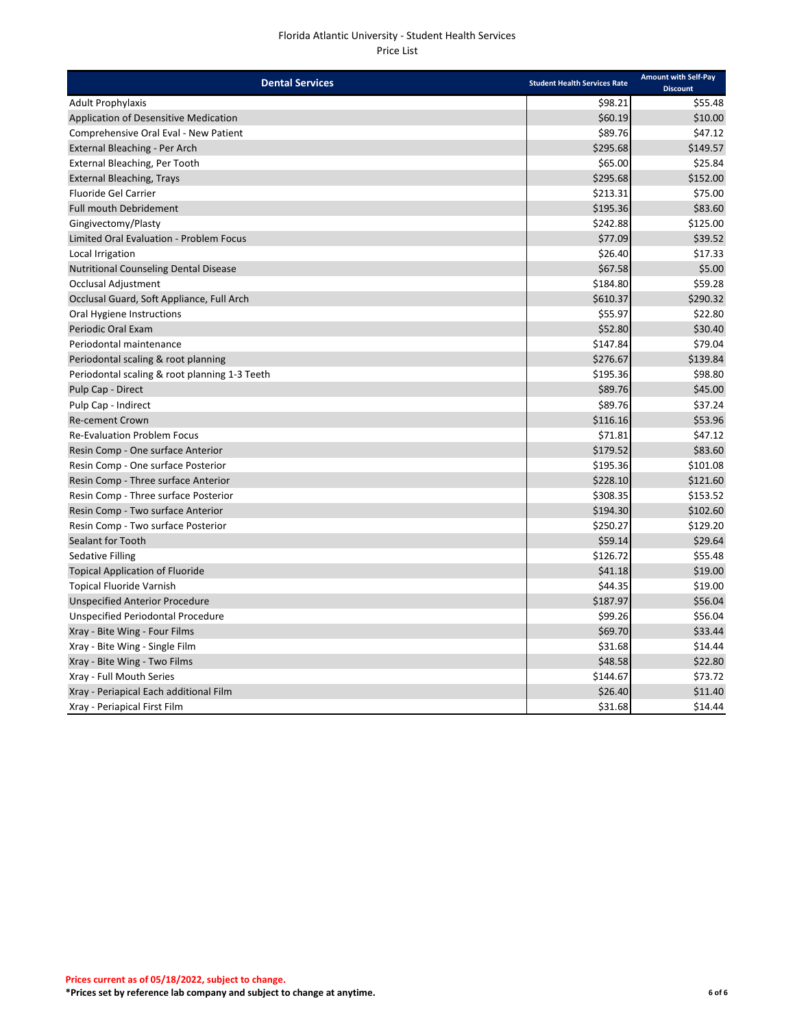Florida Atlantic University - Student Health Services

Price List

| Dental Services | Student Health Services Rate | Amount with Self-Pay Discount |
|---|---|---|
| Adult Prophylaxis | $98.21 | $55.48 |
| Application of Desensitive Medication | $60.19 | $10.00 |
| Comprehensive Oral Eval - New Patient | $89.76 | $47.12 |
| External Bleaching - Per Arch | $295.68 | $149.57 |
| External Bleaching, Per Tooth | $65.00 | $25.84 |
| External Bleaching, Trays | $295.68 | $152.00 |
| Fluoride Gel Carrier | $213.31 | $75.00 |
| Full mouth Debridement | $195.36 | $83.60 |
| Gingivectomy/Plasty | $242.88 | $125.00 |
| Limited Oral Evaluation - Problem Focus | $77.09 | $39.52 |
| Local Irrigation | $26.40 | $17.33 |
| Nutritional Counseling Dental Disease | $67.58 | $5.00 |
| Occlusal Adjustment | $184.80 | $59.28 |
| Occlusal Guard, Soft Appliance, Full Arch | $610.37 | $290.32 |
| Oral Hygiene Instructions | $55.97 | $22.80 |
| Periodic Oral Exam | $52.80 | $30.40 |
| Periodontal maintenance | $147.84 | $79.04 |
| Periodontal scaling & root planning | $276.67 | $139.84 |
| Periodontal scaling & root planning 1-3 Teeth | $195.36 | $98.80 |
| Pulp Cap - Direct | $89.76 | $45.00 |
| Pulp Cap - Indirect | $89.76 | $37.24 |
| Re-cement Crown | $116.16 | $53.96 |
| Re-Evaluation Problem Focus | $71.81 | $47.12 |
| Resin Comp - One surface Anterior | $179.52 | $83.60 |
| Resin Comp - One surface Posterior | $195.36 | $101.08 |
| Resin Comp - Three surface Anterior | $228.10 | $121.60 |
| Resin Comp - Three surface Posterior | $308.35 | $153.52 |
| Resin Comp - Two surface Anterior | $194.30 | $102.60 |
| Resin Comp - Two surface Posterior | $250.27 | $129.20 |
| Sealant for Tooth | $59.14 | $29.64 |
| Sedative Filling | $126.72 | $55.48 |
| Topical Application of Fluoride | $41.18 | $19.00 |
| Topical Fluoride Varnish | $44.35 | $19.00 |
| Unspecified Anterior Procedure | $187.97 | $56.04 |
| Unspecified Periodontal Procedure | $99.26 | $56.04 |
| Xray - Bite Wing - Four Films | $69.70 | $33.44 |
| Xray - Bite Wing - Single Film | $31.68 | $14.44 |
| Xray - Bite Wing - Two Films | $48.58 | $22.80 |
| Xray - Full Mouth Series | $144.67 | $73.72 |
| Xray - Periapical Each additional Film | $26.40 | $11.40 |
| Xray - Periapical First Film | $31.68 | $14.44 |

**Prices current as of 05/18/2022, subject to change.**

***Prices set by reference lab company and subject to change at anytime.**